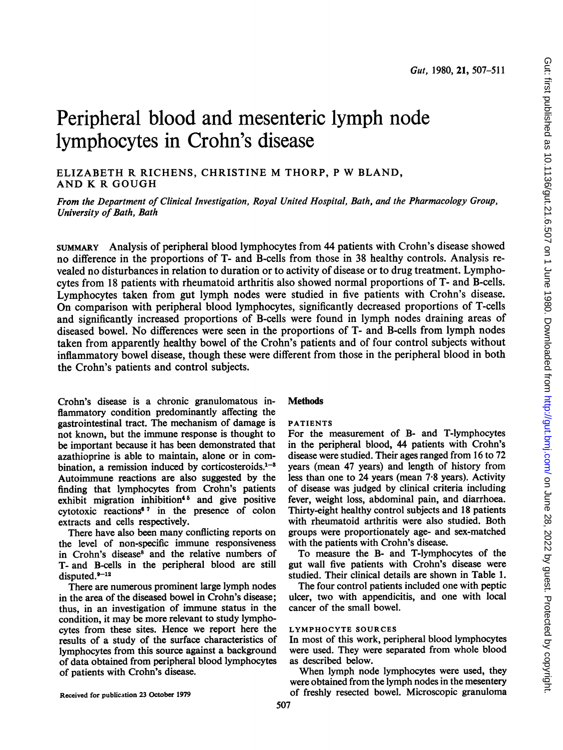# Peripheral blood and mesenteric lymph node lymphocytes in Crohn's disease

ELIZABETH R RICHENS, CHRISTINE M THORP, P W BLAND, AND K R GOUGH

*From the Department of Clinical Investigation, Royal United Hospital, Bath, and the Pharmacology Group, University of Bath, Bath*

SUMMARY Analysis of peripheral blood lymphocytes from 44 patients with Crohn's disease showed no difference in the proportions of T- and B-cells from those in 38 healthy controls. Analysis revealed no disturbances in relation to duration or to activity of disease or to drug treatment. Lymphocytes from 18 patients with rheumatoid arthritis also showed normal proportions of T- and B-cells. Lymphocytes taken from gut lymph nodes were studied in five patients with Crohn's disease. On comparison with peripheral blood lymphocytes, significantly decreased proportions of T-cells and significantly increased proportions of B-cells were found in lymph nodes draining areas of diseased bowel. No differences were seen in the proportions of T- and B-cells from lymph nodes taken from apparently healthy bowel of the Crohn's patients and of four control subjects without inflammatory bowel disease, though these were different from those in the peripheral blood in both the Crohn's patients and control subjects.

Crohn's disease is a chronic granulomatous inflammatory condition predominantly affecting the gastrointestinal tract. The mechanism of damage is not known, but the immune response is thought to be important because it has been demonstrated that azathioprine is able to maintain, alone or in combination, a remission induced by corticosteroids.[1-3] Autoimmune reactions are also suggested by the finding that lymphocytes from Crohn's patients exhibit migration inhibition[4 5] and give positive cytotoxic reactions[6 7] in the presence of colon extracts and cells respectively.

There have also been many conflicting reports on the level of non-specific immune responsiveness in Crohn's disease[8] and the relative numbers of T- and B-cells in the peripheral blood are still disputed.[9-12]

There are numerous prominent large lymph nodes in the area of the diseased bowel in Crohn's disease; thus, in an investigation of immune status in the condition, it may be more relevant to study lymphocytes from these sites. Hence we report here the results of a study of the surface characteristics of lymphocytes from this source against a background of data obtained from peripheral blood lymphocytes of patients with Crohn's disease.

Received for publication 23 October 1979

## Methods

### PATIENTS

For the measurement of B- and T-lymphocytes in the peripheral blood, 44 patients with Crohn's disease were studied. Their ages ranged from 16 to 72 years (mean 47 years) and length of history from less than one to 24 years (mean 7·8 years). Activity of disease was judged by clinical criteria including fever, weight loss, abdominal pain, and diarrhoea. Thirty-eight healthy control subjects and 18 patients with rheumatoid arthritis were also studied. Both groups were proportionately age- and sex-matched with the patients with Crohn's disease.

To measure the B- and T-lymphocytes of the gut wall five patients with Crohn's disease were studied. Their clinical details are shown in Table 1.

The four control patients included one with peptic ulcer, two with appendicitis, and one with local cancer of the small bowel.

### LYMPHOCYTE SOURCES

In most of this work, peripheral blood lymphocytes were used. They were separated from whole blood as described below.

When lymph node lymphocytes were used, they were obtained from the lymph nodes in the mesentery of freshly resected bowel. Microscopic granuloma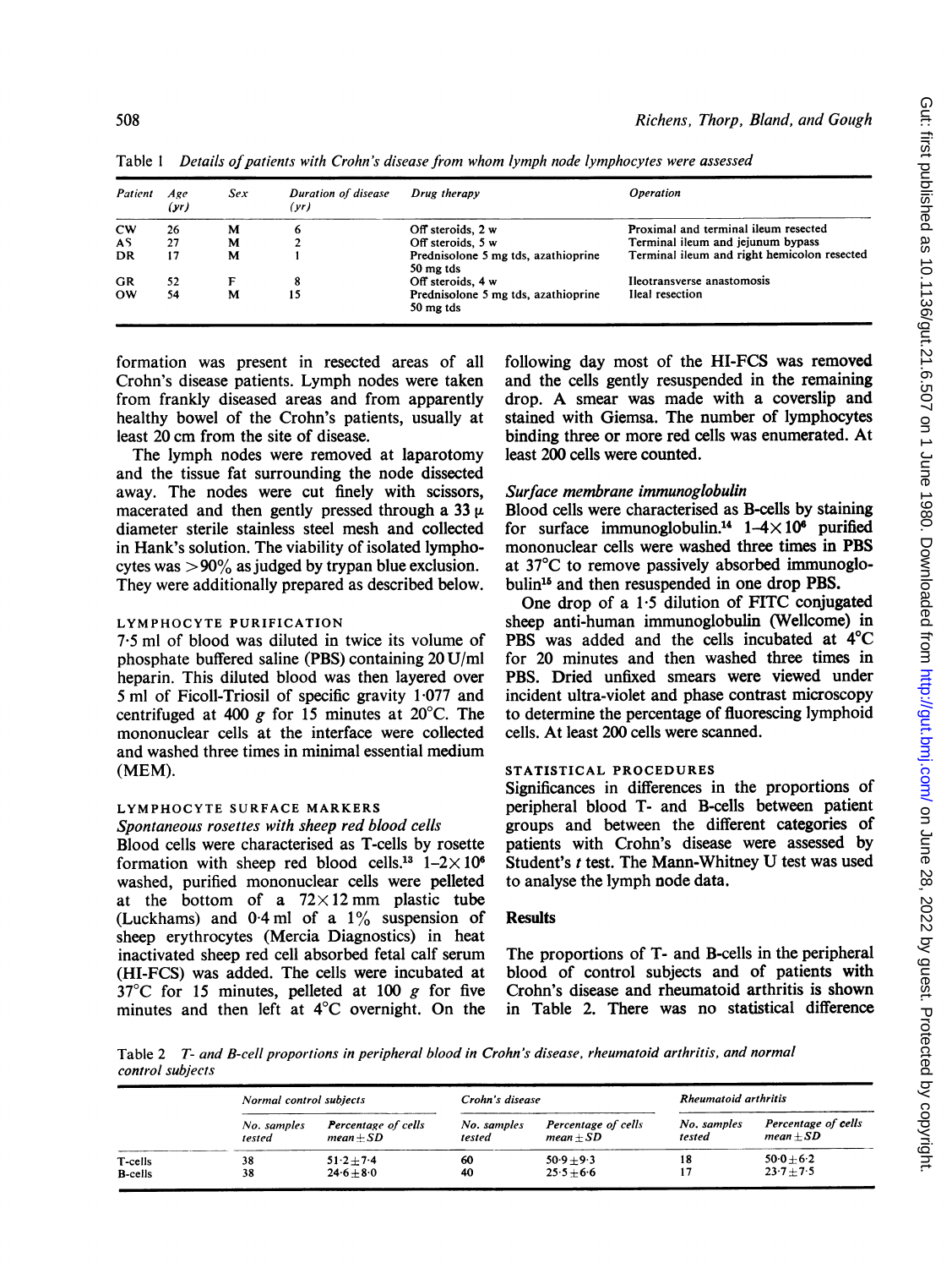Table 1 *Details of patients with Crohn's disease from whom lymph node lymphocytes were assessed*

| Patient | Age (yr) | Sex | Duration of disease (yr) | Drug therapy | Operation |
|---|---|---|---|---|---|
| CW | 26 | M | 6 | Off steroids, 2 w | Proximal and terminal ileum resected |
| AS | 27 | M | 2 | Off steroids, 5 w | Terminal ileum and jejunum bypass |
| DR | 17 | M | 1 | Prednisolone 5 mg tds, azathioprine 50 mg tds | Terminal ileum and right hemicolon resected |
| GR | 52 | F | 8 | Off steroids, 4 w | Ileotransverse anastomosis |
| OW | 54 | M | 15 | Prednisolone 5 mg tds, azathioprine 50 mg tds | Ileal resection |

formation was present in resected areas of all Crohn's disease patients. Lymph nodes were taken from frankly diseased areas and from apparently healthy bowel of the Crohn's patients, usually at least 20 cm from the site of disease.

The lymph nodes were removed at laparotomy and the tissue fat surrounding the node dissected away. The nodes were cut finely with scissors, macerated and then gently pressed through a 33 μ diameter sterile stainless steel mesh and collected in Hank's solution. The viability of isolated lymphocytes was >90% as judged by trypan blue exclusion. They were additionally prepared as described below.

### LYMPHOCYTE PURIFICATION

7·5 ml of blood was diluted in twice its volume of phosphate buffered saline (PBS) containing 20 U/ml heparin. This diluted blood was then layered over 5 ml of Ficoll-Triosil of specific gravity 1·077 and centrifuged at 400 *g* for 15 minutes at 20°C. The mononuclear cells at the interface were collected and washed three times in minimal essential medium (MEM).

### LYMPHOCYTE SURFACE MARKERS

*Spontaneous rosettes with sheep red blood cells*

Blood cells were characterised as T-cells by rosette formation with sheep red blood cells.[13] $1-2\times10^6$ washed, purified mononuclear cells were pelleted at the bottom of a 72×12 mm plastic tube (Luckhams) and 0·4 ml of a 1% suspension of sheep erythrocytes (Mercia Diagnostics) in heat inactivated sheep red cell absorbed fetal calf serum (HI-FCS) was added. The cells were incubated at 37°C for 15 minutes, pelleted at 100 *g* for five minutes and then left at 4°C overnight. On the following day most of the HI-FCS was removed and the cells gently resuspended in the remaining drop. A smear was made with a coverslip and stained with Giemsa. The number of lymphocytes binding three or more red cells was enumerated. At least 200 cells were counted.

*Surface membrane immunoglobulin*

Blood cells were characterised as B-cells by staining for surface immunoglobulin.[14] $1-4\times10^6$ purified mononuclear cells were washed three times in PBS at 37°C to remove passively absorbed immunoglobulin[15] and then resuspended in one drop PBS.

One drop of a 1·5 dilution of FITC conjugated sheep anti-human immunoglobulin (Wellcome) in PBS was added and the cells incubated at 4°C for 20 minutes and then washed three times in PBS. Dried unfixed smears were viewed under incident ultra-violet and phase contrast microscopy to determine the percentage of fluorescing lymphoid cells. At least 200 cells were scanned.

### STATISTICAL PROCEDURES

Significances in differences in the proportions of peripheral blood T- and B-cells between patient groups and between the different categories of patients with Crohn's disease were assessed by Student's *t* test. The Mann-Whitney U test was used to analyse the lymph node data.

## Results

The proportions of T- and B-cells in the peripheral blood of control subjects and of patients with Crohn's disease and rheumatoid arthritis is shown in Table 2. There was no statistical difference

Table 2 *T- and B-cell proportions in peripheral blood in Crohn's disease, rheumatoid arthritis, and normal control subjects*

| | Normal control subjects | | Crohn's disease | | Rheumatoid arthritis | |
|---|---|---|---|---|---|---|
| | No. samples tested | Percentage of cells mean±SD | No. samples tested | Percentage of cells mean±SD | No. samples tested | Percentage of cells mean±SD |
| T-cells | 38 | 51·2±7·4 | 60 | 50·9±9·3 | 18 | 50·0±6·2 |
| B-cells | 38 | 24·6±8·0 | 40 | 25·5±6·6 | 17 | 23·7±7·5 |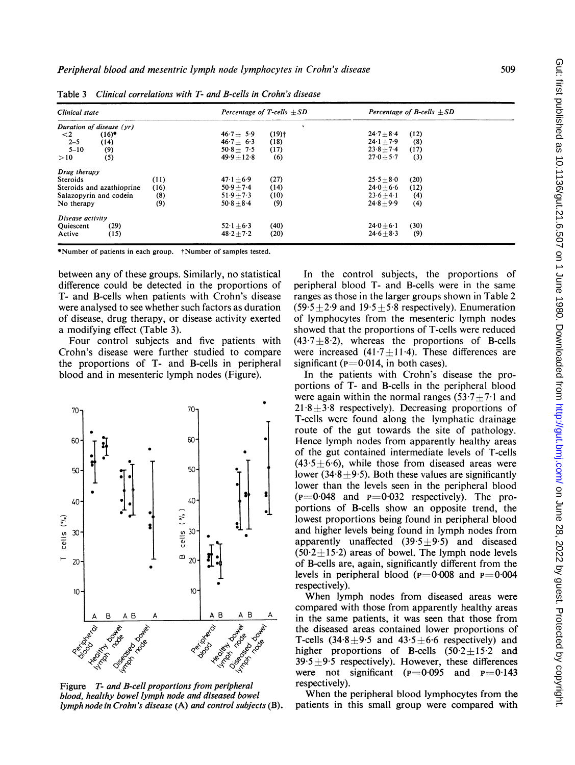Table 3 *Clinical correlations with T- and B-cells in Crohn's disease*

| *Clinical state* | | *Percentage of T-cells ±SD* | | *Percentage of B-cells ±SD* | |
|---|---|---|---|---|---|
| *Duration of disease (yr)* | | | | | |
| <2 | (16)* | 46·7± 5·9 | (19)† | 24·7±8·4 | (12) |
| 2–5 | (14) | 46·7± 6·3 | (18) | 24·1±7·9 | (8) |
| 5–10 | (9) | 50·8± 7·5 | (17) | 23·8±7·4 | (17) |
| >10 | (5) | 49·9±12·8 | (6) | 27·0±5·7 | (3) |
| *Drug therapy* | | | | | |
| Steroids | (11) | 47·1±6·9 | (27) | 25·5±8·0 | (20) |
| Steroids and azathioprine | (16) | 50·9±7·4 | (14) | 24·0±6·6 | (12) |
| Salazopyrin and codein | (8) | 51·9±7·3 | (10) | 23·6±4·1 | (4) |
| No therapy | (9) | 50·8±8·4 | (9) | 24·8±9·9 | (4) |
| *Disease activity* | | | | | |
| Quiescent | (29) | 52·1±6·3 | (40) | 24·0±6·1 | (30) |
| Active | (15) | 48·2±7·2 | (20) | 24·6±8·3 | (9) |

*Number of patients in each group. †Number of samples tested.

between any of these groups. Similarly, no statistical difference could be detected in the proportions of T- and B-cells when patients with Crohn's disease were analysed to see whether such factors as duration of disease, drug therapy, or disease activity exerted a modifying effect (Table 3).

Four control subjects and five patients with Crohn's disease were further studied to compare the proportions of T- and B-cells in peripheral blood and in mesenteric lymph nodes (Figure).

*Figure T- and B-cell proportions from peripheral blood, healthy bowel lymph node and diseased bowel lymph node in Crohn's disease (A) and control subjects (B).*

In the control subjects, the proportions of peripheral blood T- and B-cells were in the same ranges as those in the larger groups shown in Table 2 (59·5±2·9 and 19·5±5·8 respectively). Enumeration of lymphocytes from the mesenteric lymph nodes showed that the proportions of T-cells were reduced (43·7±8·2), whereas the proportions of B-cells were increased (41·7±11·4). These differences are significant (P=0·014, in both cases).

In the patients with Crohn's disease the proportions of T- and B-cells in the peripheral blood were again within the normal ranges (53·7±7·1 and 21·8±3·8 respectively). Decreasing proportions of T-cells were found along the lymphatic drainage route of the gut towards the site of pathology. Hence lymph nodes from apparently healthy areas of the gut contained intermediate levels of T-cells (43·5±6·6), while those from diseased areas were lower (34·8±9·5). Both these values are significantly lower than the levels seen in the peripheral blood (P=0·048 and P=0·032 respectively). The proportions of B-cells show an opposite trend, the lowest proportions being found in peripheral blood and higher levels being found in lymph nodes from apparently unaffected (39·5±9·5) and diseased (50·2±15·2) areas of bowel. The lymph node levels of B-cells are, again, significantly different from the levels in peripheral blood (P=0·008 and P=0·004 respectively).

When lymph nodes from diseased areas were compared with those from apparently healthy areas in the same patients, it was seen that those from the diseased areas contained lower proportions of T-cells (34·8±9·5 and 43·5±6·6 respectively) and higher proportions of B-cells (50·2±15·2 and 39·5±9·5 respectively). However, these differences were not significant (P=0·095 and P=0·143 respectively).

When the peripheral blood lymphocytes from the patients in this small group were compared with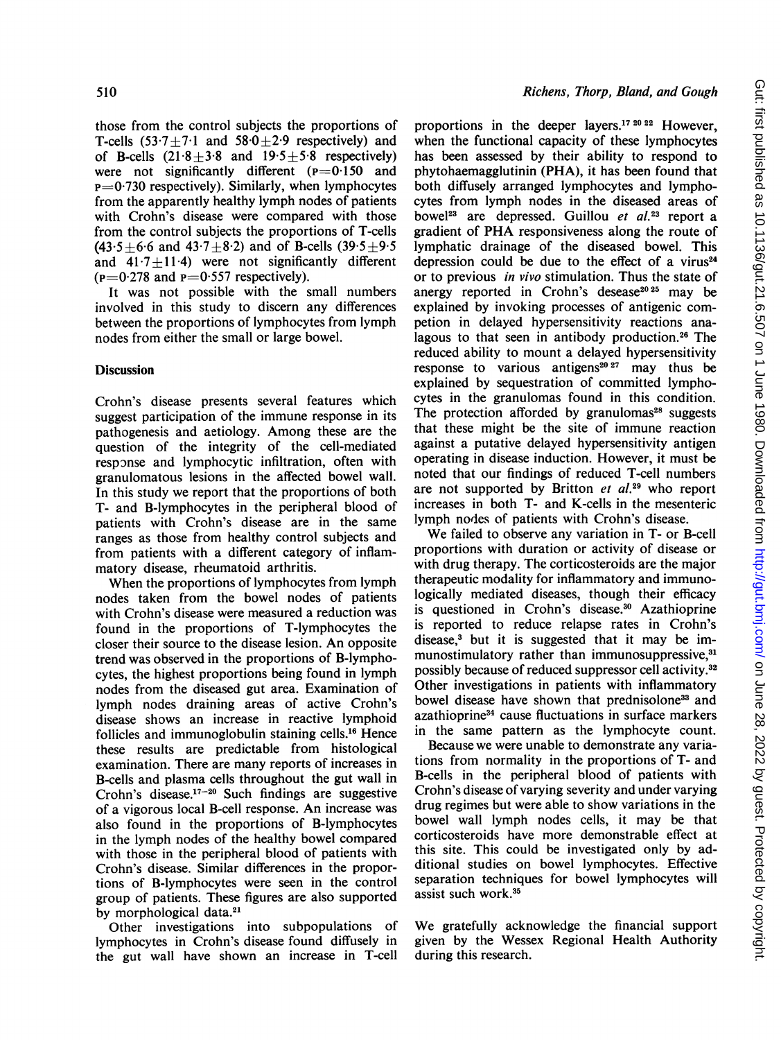those from the control subjects the proportions of T-cells ($53.7 \pm 7.1$ and $58.0 \pm 2.9$ respectively) and of B-cells ($21.8 \pm 3.8$ and $19.5 \pm 5.8$ respectively) were not significantly different ($P = 0.150$ and $P = 0.730$ respectively). Similarly, when lymphocytes from the apparently healthy lymph nodes of patients with Crohn's disease were compared with those from the control subjects the proportions of T-cells ($43.5 \pm 6.6$ and $43.7 \pm 8.2$) and of B-cells ($39.5 \pm 9.5$ and $41.7 \pm 11.4$) were not significantly different ($P = 0.278$ and $P = 0.557$ respectively).

It was not possible with the small numbers involved in this study to discern any differences between the proportions of lymphocytes from lymph nodes from either the small or large bowel.

## Discussion

Crohn's disease presents several features which suggest participation of the immune response in its pathogenesis and aetiology. Among these are the question of the integrity of the cell-mediated response and lymphocytic infiltration, often with granulomatous lesions in the affected bowel wall. In this study we report that the proportions of both T- and B-lymphocytes in the peripheral blood of patients with Crohn's disease are in the same ranges as those from healthy control subjects and from patients with a different category of inflammatory disease, rheumatoid arthritis.

When the proportions of lymphocytes from lymph nodes taken from the bowel nodes of patients with Crohn's disease were measured a reduction was found in the proportions of T-lymphocytes the closer their source to the disease lesion. An opposite trend was observed in the proportions of B-lymphocytes, the highest proportions being found in lymph nodes from the diseased gut area. Examination of lymph nodes draining areas of active Crohn's disease shows an increase in reactive lymphoid follicles and immunoglobulin staining cells.[16] Hence these results are predictable from histological examination. There are many reports of increases in B-cells and plasma cells throughout the gut wall in Crohn's disease.[17–20] Such findings are suggestive of a vigorous local B-cell response. An increase was also found in the proportions of B-lymphocytes in the lymph nodes of the healthy bowel compared with those in the peripheral blood of patients with Crohn's disease. Similar differences in the proportions of B-lymphocytes were seen in the control group of patients. These figures are also supported by morphological data.[21]

Other investigations into subpopulations of lymphocytes in Crohn's disease found diffusely in the gut wall have shown an increase in T-cell proportions in the deeper layers.[17 20 22] However, when the functional capacity of these lymphocytes has been assessed by their ability to respond to phytohaemagglutinin (PHA), it has been found that both diffusely arranged lymphocytes and lymphocytes from lymph nodes in the diseased areas of bowel[23] are depressed. Guillou *et al.*[23] report a gradient of PHA responsiveness along the route of lymphatic drainage of the diseased bowel. This depression could be due to the effect of a virus[24] or to previous *in vivo* stimulation. Thus the state of anergy reported in Crohn's disease[20 25] may be explained by invoking processes of antigenic competion in delayed hypersensitivity reactions analagous to that seen in antibody production.[26] The reduced ability to mount a delayed hypersensitivity response to various antigens[20 27] may thus be explained by sequestration of committed lymphocytes in the granulomas found in this condition. The protection afforded by granulomas[28] suggests that these might be the site of immune reaction against a putative delayed hypersensitivity antigen operating in disease induction. However, it must be noted that our findings of reduced T-cell numbers are not supported by Britton *et al.*[29] who report increases in both T- and K-cells in the mesenteric lymph nodes of patients with Crohn's disease.

We failed to observe any variation in T- or B-cell proportions with duration or activity of disease or with drug therapy. The corticosteroids are the major therapeutic modality for inflammatory and immunologically mediated diseases, though their efficacy is questioned in Crohn's disease.[30] Azathioprine is reported to reduce relapse rates in Crohn's disease,[3] but it is suggested that it may be immunostimulatory rather than immunosuppressive,[31] possibly because of reduced suppressor cell activity.[32] Other investigations in patients with inflammatory bowel disease have shown that prednisolone[33] and azathioprine[34] cause fluctuations in surface markers in the same pattern as the lymphocyte count.

Because we were unable to demonstrate any variations from normality in the proportions of T- and B-cells in the peripheral blood of patients with Crohn's disease of varying severity and under varying drug regimes but were able to show variations in the bowel wall lymph nodes cells, it may be that corticosteroids have more demonstrable effect at this site. This could be investigated only by additional studies on bowel lymphocytes. Effective separation techniques for bowel lymphocytes will assist such work.[35]

We gratefully acknowledge the financial support given by the Wessex Regional Health Authority during this research.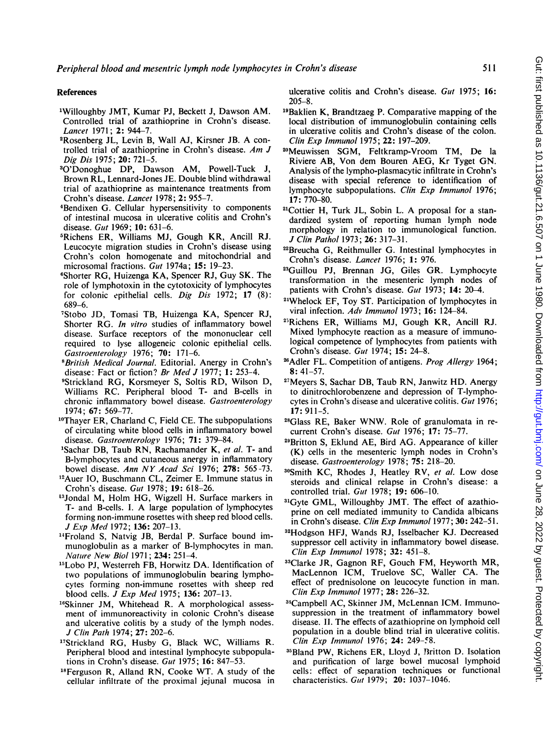## References

[1]Willoughby JMT, Kumar PJ, Beckett J, Dawson AM. Controlled trial of azathioprine in Crohn's disease. *Lancet* 1971; **2:** 944–7.

[2]Rosenberg JL, Levin B, Wall AJ, Kirsner JB. A controlled trial of azathioprine in Crohn's disease. *Am J Dig Dis* 1975; **20:** 721–5.

[3]O'Donoghue DP, Dawson AM, Powell-Tuck J, Brown RL, Lennard-Jones JE. Double blind withdrawal trial of azathioprine as maintenance treatments from Crohn's disease. *Lancet* 1978; **2:** 955–7.

[4]Bendixen G. Cellular hypersensitivity to components of intestinal mucosa in ulcerative colitis and Crohn's disease. *Gut* 1969; **10:** 631–6.

[5]Richens ER, Williams MJ, Gough KR, Ancill RJ. Leucocyte migration studies in Crohn's disease using Crohn's colon homogenate and mitochondrial and microsomal fractions. *Gut* 1974a; **15:** 19–23.

[6]Shorter RG, Huizenga KA, Spencer RJ, Guy SK. The role of lymphotoxin in the cytotoxicity of lymphocytes for colonic epithelial cells. *Dig Dis* 1972; **17** (8): 689–6.

[7]Stobo JD, Tomasi TB, Huizenga KA, Spencer RJ, Shorter RG. *In vitro* studies of inflammatory bowel disease. Surface receptors of the mononuclear cell required to lyse allogeneic colonic epithelial cells. *Gastroenterology* 1976; **70:** 171–6.

[8]*British Medical Journal.* Editorial. Anergy in Crohn's disease: Fact or fiction? *Br Med J* 1977; **1:** 253–4.

[9]Strickland RG, Korsmeyer S, Soltis RD, Wilson D, Williams RC. Peripheral blood T- and B-cells in chronic inflammatory bowel disease. *Gastroenterology* 1974; **67:** 569–77.

[10]Thayer ER, Charland C, Field CE. The subpopulations of circulating white blood cells in inflammatory bowel disease. *Gastroenterology* 1976; **71:** 379–84.

[11]Sachar DB, Taub RN, Rachamander K, *et al.* T- and B-lymphocytes and cutaneous anergy in inflammatory bowel disease. *Ann NY Acad Sci* 1976; **278:** 565–73.

[12]Auer IO, Buschmann CL, Zeimer E. Immune status in Crohn's disease. *Gut* 1978; **19:** 618–26.

[13]Jondal M, Holm HG, Wigzell H. Surface markers in T- and B-cells. I. A large population of lymphocytes forming non-immune rosettes with sheep red blood cells. *J Exp Med* 1972; **136:** 207–13.

[14]Froland S, Natvig JB, Berdal P. Surface bound immunoglobulin as a marker of B-lymphocytes in man. *Nature New Biol* 1971; **234:** 251–4.

[15]Lobo PJ, Westerreh FB, Horwitz DA. Identification of two populations of immunoglobulin bearing lymphocytes forming non-immune rosettes with sheep red blood cells. *J Exp Med* 1975; **136:** 207–13.

[16]Skinner JM, Whitehead R. A morphological assessment of immunoreactivity in colonic Crohn's disease and ulcerative colitis by a study of the lymph nodes. *J Clin Path* 1974; **27:** 202–6.

[17]Strickland RG, Husby G, Black WC, Williams R. Peripheral blood and intestinal lymphocyte subpopulations in Crohn's disease. *Gut* 1975; **16:** 847–53.

[18]Ferguson R, Alland RN, Cooke WT. A study of the cellular infiltrate of the proximal jejunal mucosa in ulcerative colitis and Crohn's disease. *Gut* 1975; **16:** 205–8.

[19]Baklien K, Brandtzaeg P. Comparative mapping of the local distribution of immunoglobulin containing cells in ulcerative colitis and Crohn's disease of the colon. *Clin Exp Immunol* 1975; **22:** 197–209.

[20]Meuwissen SGM, Feltkramp-Vroom TM, De la Riviere AB, Von dem Bouren AEG, Kr Tyget GN. Analysis of the lympho-plasmacytic infiltrate in Crohn's disease with special reference to identification of lymphocyte subpopulations. *Clin Exp Immunol* 1976; **17:** 770–80.

[21]Cottier H, Turk JL, Sobin L. A proposal for a standardized system of reporting human lymph node morphology in relation to immunological function. *J Clin Pathol* 1973; **26:** 317–31.

[22]Breucha G, Reithmuller G. Intestinal lymphocytes in Crohn's disease. *Lancet* 1976; **1:** 976.

[23]Guillou PJ, Brennan JG, Giles GR. Lymphocyte transformation in the mesenteric lymph nodes of patients with Crohn's disease. *Gut* 1973; **14:** 20–4.

[24]Whelock EF, Toy ST. Participation of lymphocytes in viral infection. *Adv Immunol* 1973; **16:** 124–84.

[25]Richens ER, Williams MJ, Gough KR, Ancill RJ. Mixed lymphocyte reaction as a measure of immunological competence of lymphocytes from patients with Crohn's disease. *Gut* 1974; **15:** 24–8.

[26]Adler FL. Competition of antigens. *Prog Allergy* 1964; **8:** 41–57.

[27]Meyers S, Sachar DB, Taub RN, Janwitz HD. Anergy to dinitrochlorobenzene and depression of T-lymphocytes in Crohn's disease and ulcerative colitis. *Gut* 1976; **17:** 911–5.

[28]Glass RE, Baker WNW. Role of granulomata in recurrent Crohn's disease. *Gut* 1976; **17:** 75–77.

[29]Britton S, Eklund AE, Bird AG. Appearance of killer (K) cells in the mesenteric lymph nodes in Crohn's disease. *Gastroenterology* 1978; **75:** 218–20.

[30]Smith KC, Rhodes J, Heatley RV, *et al.* Low dose steroids and clinical relapse in Crohn's disease: a controlled trial. *Gut* 1978; **19:** 606–10.

[31]Gyte GML, Willoughby JMT. The effect of azathioprine on cell mediated immunity to Candida albicans in Crohn's disease. *Clin Exp Immunol* 1977; **30:** 242–51.

[32]Hodgson HFJ, Wands RJ, Isselbacher KJ. Decreased suppressor cell activity in inflammatory bowel disease. *Clin Exp Immunol* 1978; **32:** 451–8.

[33]Clarke JR, Gagnon RF, Gouch FM, Heyworth MR, MacLennon ICM, Truelove SC, Waller CA. The effect of prednisolone on leucocyte function in man. *Clin Exp Immunol* 1977; **28:** 226–32.

[34]Campbell AC, Skinner JM, McLennan ICM. Immunosuppression in the treatment of inflammatory bowel disease. II. The effects of azathioprine on lymphoid cell population in a double blind trial in ulcerative colitis. *Clin Exp Immunol* 1976; **24:** 249–58.

[35]Bland PW, Richens ER, Lloyd J, Britton D. Isolation and purification of large bowel mucosal lymphoid cells: effect of separation techniques or functional characteristics. *Gut* 1979; **20:** 1037–1046.